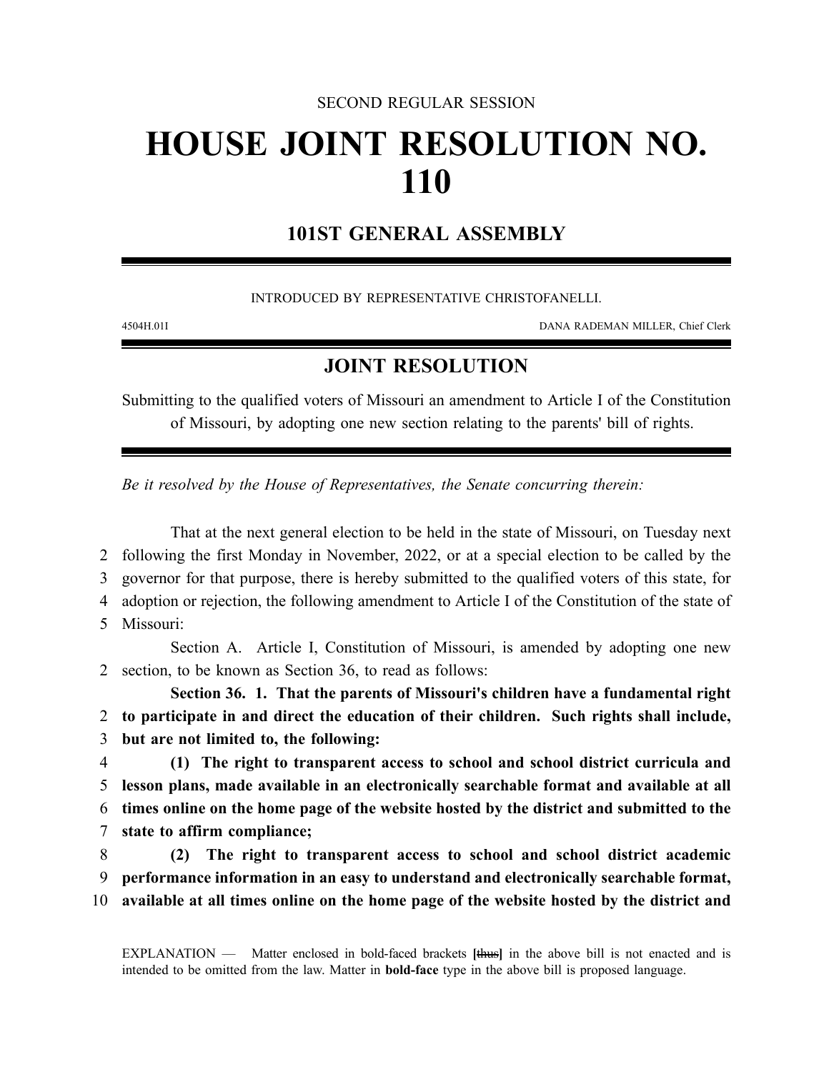SECOND REGULAR SESSION

# HOUSE JOINT RESOLUTION NO. 110

## 101ST GENERAL ASSEMBLY

INTRODUCED BY REPRESENTATIVE CHRISTOFANELLI.

4504H.01I DANA RADEMAN MILLER, Chief Clerk

## JOINT RESOLUTION

Submitting to the qualified voters of Missouri an amendment to Article I of the Constitution of Missouri, by adopting one new section relating to the parents' bill of rights.

*Be it resolved by the House of Representatives, the Senate concurring therein:*

That at the next general election to be held in the state of Missouri, on Tuesday next following the first Monday in November, 2022, or at a special election to be called by the governor for that purpose, there is hereby submitted to the qualified voters of this state, for adoption or rejection, the following amendment to Article I of the Constitution of the state of Missouri:

Section A. Article I, Constitution of Missouri, is amended by adopting one new section, to be known as Section 36, to read as follows:

**Section 36. 1. That the parents of Missouri's children have a fundamental right to participate in and direct the education of their children. Such rights shall include, but are not limited to, the following:**

**(1) The right to transparent access to school and school district curricula and lesson plans, made available in an electronically searchable format and available at all times online on the home page of the website hosted by the district and submitted to the state to affirm compliance;**

**(2) The right to transparent access to school and school district academic performance information in an easy to understand and electronically searchable format, available at all times online on the home page of the website hosted by the district and**

EXPLANATION — Matter enclosed in bold-faced brackets **[~~thus~~]** in the above bill is not enacted and is intended to be omitted from the law. Matter in **bold-face** type in the above bill is proposed language.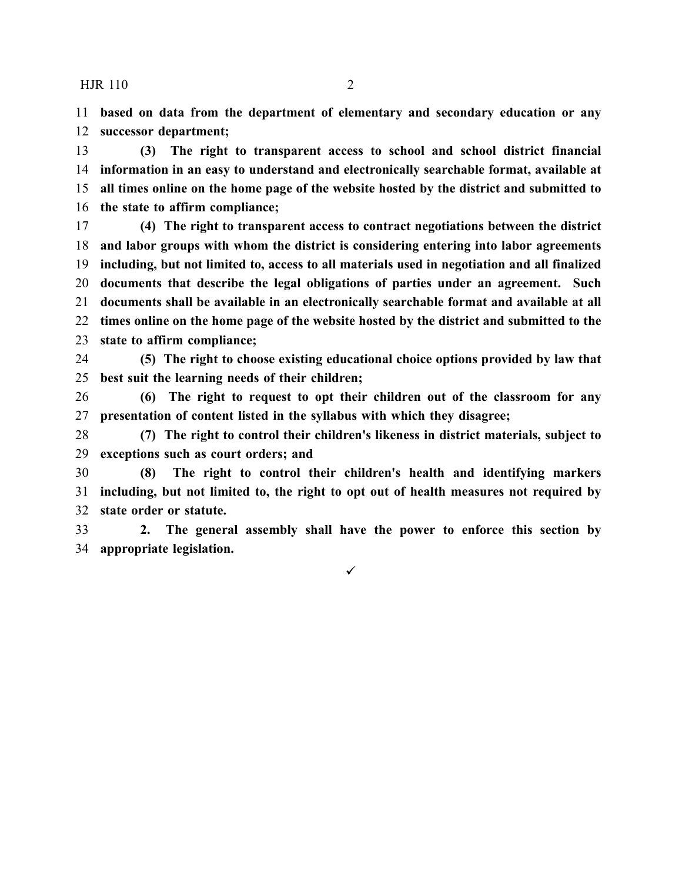**based on data from the department of elementary and secondary education or any successor department;**

**(3) The right to transparent access to school and school district financial information in an easy to understand and electronically searchable format, available at all times online on the home page of the website hosted by the district and submitted to the state to affirm compliance;**

**(4) The right to transparent access to contract negotiations between the district and labor groups with whom the district is considering entering into labor agreements including, but not limited to, access to all materials used in negotiation and all finalized documents that describe the legal obligations of parties under an agreement. Such documents shall be available in an electronically searchable format and available at all times online on the home page of the website hosted by the district and submitted to the state to affirm compliance;**

**(5) The right to choose existing educational choice options provided by law that best suit the learning needs of their children;**

**(6) The right to request to opt their children out of the classroom for any presentation of content listed in the syllabus with which they disagree;**

**(7) The right to control their children's likeness in district materials, subject to exceptions such as court orders; and**

**(8) The right to control their children's health and identifying markers including, but not limited to, the right to opt out of health measures not required by state order or statute.**

**2. The general assembly shall have the power to enforce this section by appropriate legislation.**

✓